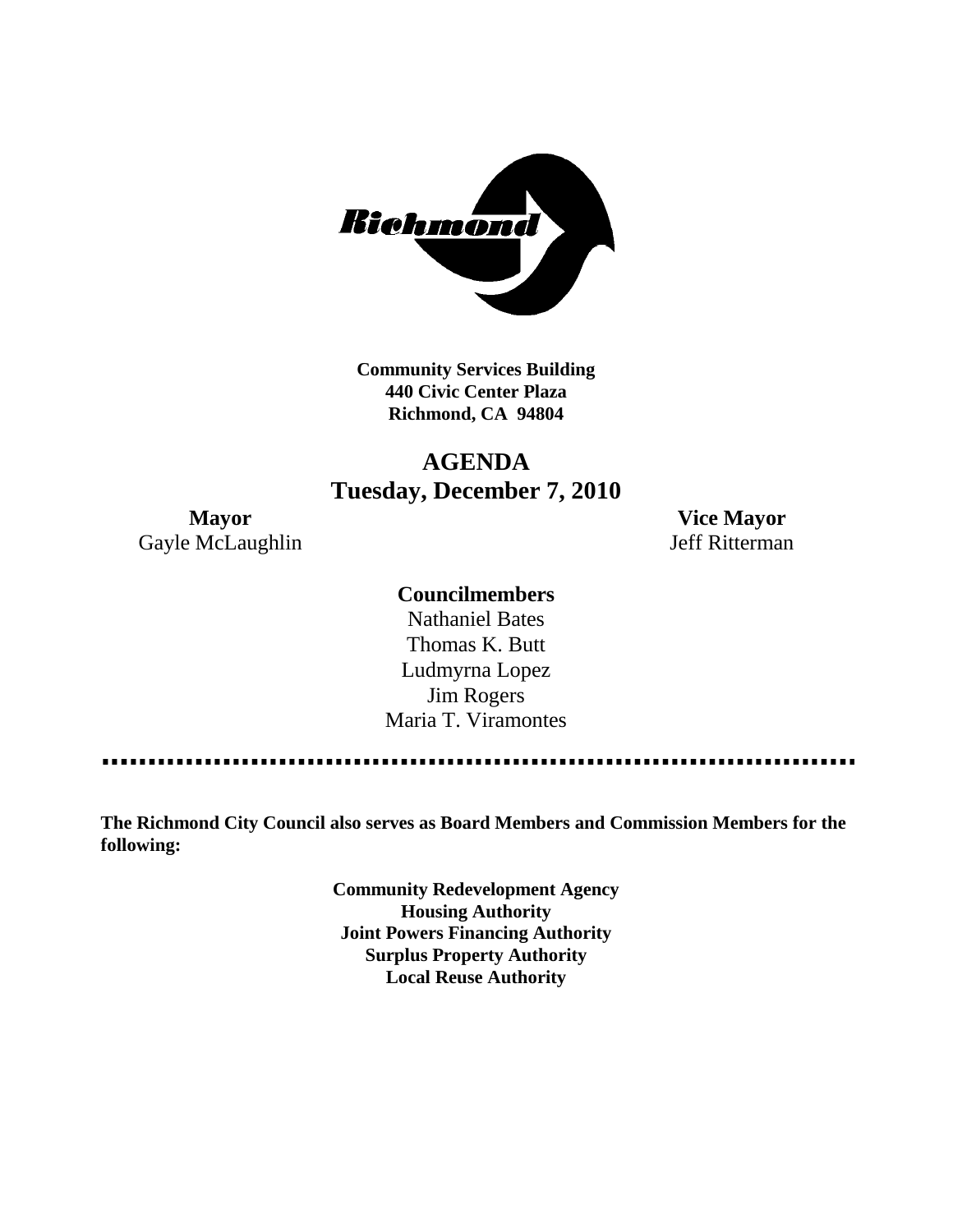Richmond

**Community Services Building**
**440 Civic Center Plaza**
**Richmond, CA 94804**

# AGENDA
## Tuesday, December 7, 2010

**Mayor**
Gayle McLaughlin

**Vice Mayor**
Jeff Ritterman

**Councilmembers**

Nathaniel Bates
Thomas K. Butt
Ludmyrna Lopez
Jim Rogers
Maria T. Viramontes

---

**The Richmond City Council also serves as Board Members and Commission Members for the following:**

**Community Redevelopment Agency**
**Housing Authority**
**Joint Powers Financing Authority**
**Surplus Property Authority**
**Local Reuse Authority**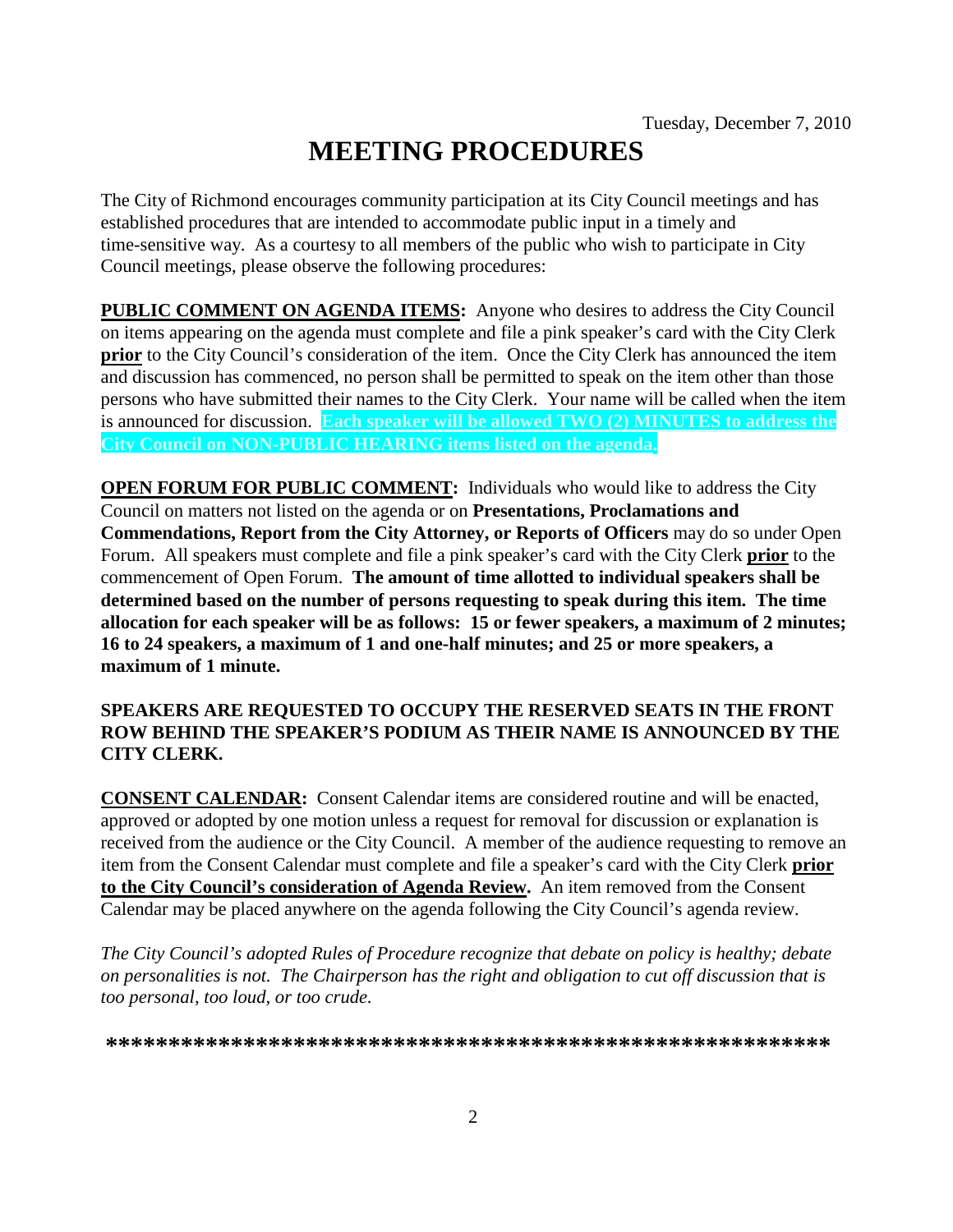Tuesday, December 7, 2010

# MEETING PROCEDURES

The City of Richmond encourages community participation at its City Council meetings and has established procedures that are intended to accommodate public input in a timely and time-sensitive way. As a courtesy to all members of the public who wish to participate in City Council meetings, please observe the following procedures:

**PUBLIC COMMENT ON AGENDA ITEMS:** Anyone who desires to address the City Council on items appearing on the agenda must complete and file a pink speaker's card with the City Clerk **prior** to the City Council's consideration of the item. Once the City Clerk has announced the item and discussion has commenced, no person shall be permitted to speak on the item other than those persons who have submitted their names to the City Clerk. Your name will be called when the item is announced for discussion. **Each speaker will be allowed TWO (2) MINUTES to address the City Council on NON-PUBLIC HEARING items listed on the agenda.**

**OPEN FORUM FOR PUBLIC COMMENT:** Individuals who would like to address the City Council on matters not listed on the agenda or on **Presentations, Proclamations and Commendations, Report from the City Attorney, or Reports of Officers** may do so under Open Forum. All speakers must complete and file a pink speaker's card with the City Clerk **prior** to the commencement of Open Forum. **The amount of time allotted to individual speakers shall be determined based on the number of persons requesting to speak during this item. The time allocation for each speaker will be as follows: 15 or fewer speakers, a maximum of 2 minutes; 16 to 24 speakers, a maximum of 1 and one-half minutes; and 25 or more speakers, a maximum of 1 minute.**

**SPEAKERS ARE REQUESTED TO OCCUPY THE RESERVED SEATS IN THE FRONT ROW BEHIND THE SPEAKER'S PODIUM AS THEIR NAME IS ANNOUNCED BY THE CITY CLERK.**

**CONSENT CALENDAR:** Consent Calendar items are considered routine and will be enacted, approved or adopted by one motion unless a request for removal for discussion or explanation is received from the audience or the City Council. A member of the audience requesting to remove an item from the Consent Calendar must complete and file a speaker's card with the City Clerk **prior to the City Council's consideration of Agenda Review.** An item removed from the Consent Calendar may be placed anywhere on the agenda following the City Council's agenda review.

*The City Council's adopted Rules of Procedure recognize that debate on policy is healthy; debate on personalities is not. The Chairperson has the right and obligation to cut off discussion that is too personal, too loud, or too crude.*

**\*\*\*\*\*\*\*\*\*\*\*\*\*\*\*\*\*\*\*\*\*\*\*\*\*\*\*\*\*\*\*\*\*\*\*\*\*\*\*\*\*\*\*\*\*\*\*\*\*\*\*\*\*\*\*\*\*\*\***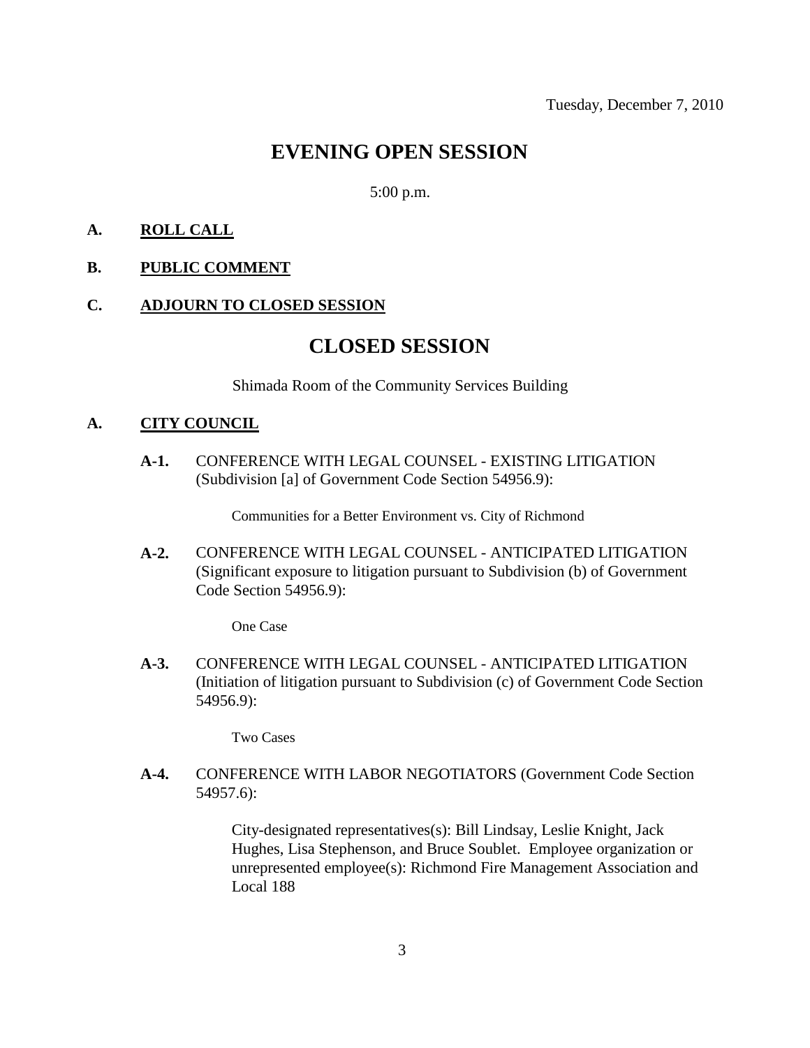Tuesday, December 7, 2010

# EVENING OPEN SESSION

5:00 p.m.

**A.** **ROLL CALL**

**B.** **PUBLIC COMMENT**

**C.** **ADJOURN TO CLOSED SESSION**

# CLOSED SESSION

Shimada Room of the Community Services Building

**A.** **CITY COUNCIL**

**A-1.** CONFERENCE WITH LEGAL COUNSEL - EXISTING LITIGATION (Subdivision [a] of Government Code Section 54956.9):

Communities for a Better Environment vs. City of Richmond

**A-2.** CONFERENCE WITH LEGAL COUNSEL - ANTICIPATED LITIGATION (Significant exposure to litigation pursuant to Subdivision (b) of Government Code Section 54956.9):

One Case

**A-3.** CONFERENCE WITH LEGAL COUNSEL - ANTICIPATED LITIGATION (Initiation of litigation pursuant to Subdivision (c) of Government Code Section 54956.9):

Two Cases

**A-4.** CONFERENCE WITH LABOR NEGOTIATORS (Government Code Section 54957.6):

City-designated representatives(s): Bill Lindsay, Leslie Knight, Jack Hughes, Lisa Stephenson, and Bruce Soublet. Employee organization or unrepresented employee(s): Richmond Fire Management Association and Local 188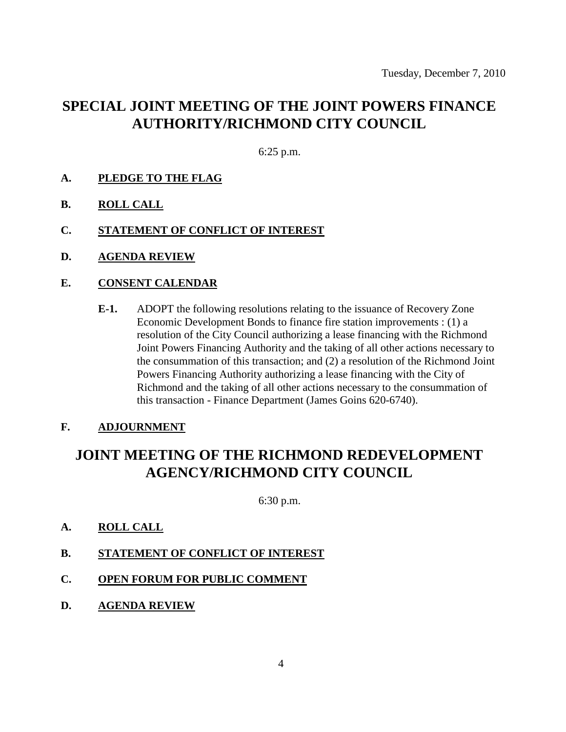Tuesday, December 7, 2010

# SPECIAL JOINT MEETING OF THE JOINT POWERS FINANCE AUTHORITY/RICHMOND CITY COUNCIL

6:25 p.m.

**A. PLEDGE TO THE FLAG**

**B. ROLL CALL**

**C. STATEMENT OF CONFLICT OF INTEREST**

**D. AGENDA REVIEW**

**E. CONSENT CALENDAR**

**E-1.** ADOPT the following resolutions relating to the issuance of Recovery Zone Economic Development Bonds to finance fire station improvements : (1) a resolution of the City Council authorizing a lease financing with the Richmond Joint Powers Financing Authority and the taking of all other actions necessary to the consummation of this transaction; and (2) a resolution of the Richmond Joint Powers Financing Authority authorizing a lease financing with the City of Richmond and the taking of all other actions necessary to the consummation of this transaction - Finance Department (James Goins 620-6740).

**F. ADJOURNMENT**

# JOINT MEETING OF THE RICHMOND REDEVELOPMENT AGENCY/RICHMOND CITY COUNCIL

6:30 p.m.

**A. ROLL CALL**

**B. STATEMENT OF CONFLICT OF INTEREST**

**C. OPEN FORUM FOR PUBLIC COMMENT**

**D. AGENDA REVIEW**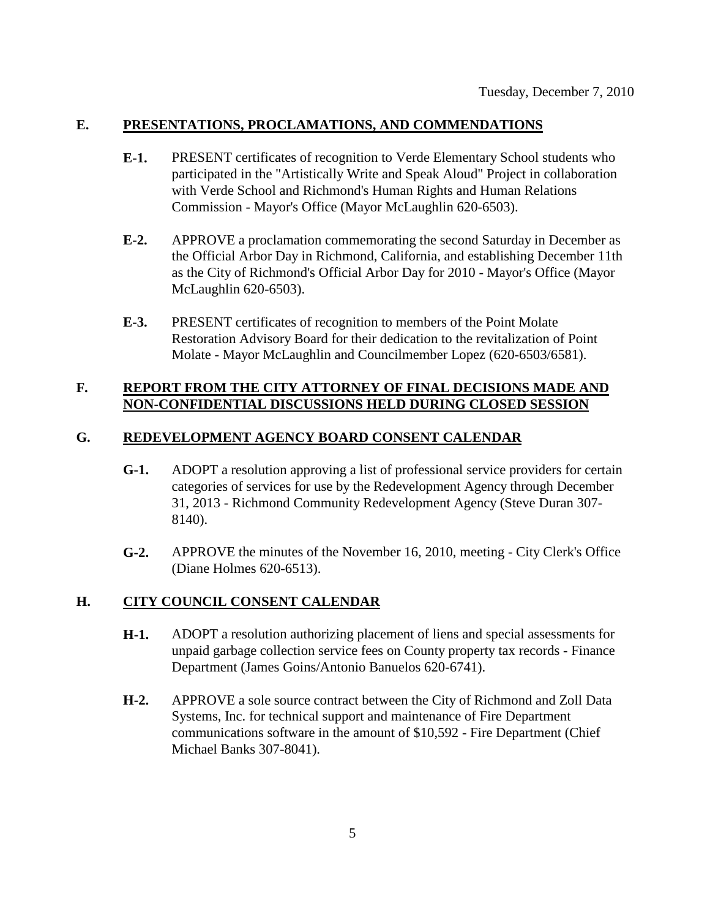Tuesday, December 7, 2010

## E. PRESENTATIONS, PROCLAMATIONS, AND COMMENDATIONS

**E-1.** PRESENT certificates of recognition to Verde Elementary School students who participated in the "Artistically Write and Speak Aloud" Project in collaboration with Verde School and Richmond's Human Rights and Human Relations Commission - Mayor's Office (Mayor McLaughlin 620-6503).

**E-2.** APPROVE a proclamation commemorating the second Saturday in December as the Official Arbor Day in Richmond, California, and establishing December 11th as the City of Richmond's Official Arbor Day for 2010 - Mayor's Office (Mayor McLaughlin 620-6503).

**E-3.** PRESENT certificates of recognition to members of the Point Molate Restoration Advisory Board for their dedication to the revitalization of Point Molate - Mayor McLaughlin and Councilmember Lopez (620-6503/6581).

## F. REPORT FROM THE CITY ATTORNEY OF FINAL DECISIONS MADE AND NON-CONFIDENTIAL DISCUSSIONS HELD DURING CLOSED SESSION

## G. REDEVELOPMENT AGENCY BOARD CONSENT CALENDAR

**G-1.** ADOPT a resolution approving a list of professional service providers for certain categories of services for use by the Redevelopment Agency through December 31, 2013 - Richmond Community Redevelopment Agency (Steve Duran 307-8140).

**G-2.** APPROVE the minutes of the November 16, 2010, meeting - City Clerk's Office (Diane Holmes 620-6513).

## H. CITY COUNCIL CONSENT CALENDAR

**H-1.** ADOPT a resolution authorizing placement of liens and special assessments for unpaid garbage collection service fees on County property tax records - Finance Department (James Goins/Antonio Banuelos 620-6741).

**H-2.** APPROVE a sole source contract between the City of Richmond and Zoll Data Systems, Inc. for technical support and maintenance of Fire Department communications software in the amount of $10,592 - Fire Department (Chief Michael Banks 307-8041).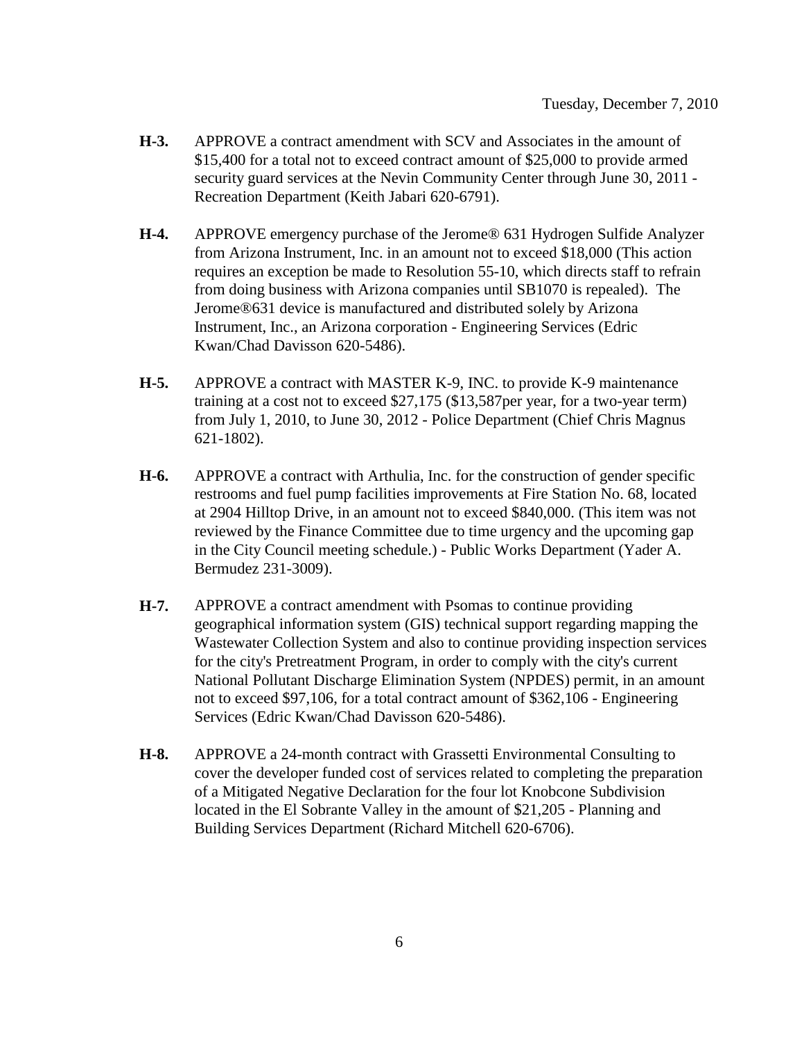**H-3.** APPROVE a contract amendment with SCV and Associates in the amount of $15,400 for a total not to exceed contract amount of $25,000 to provide armed security guard services at the Nevin Community Center through June 30, 2011 - Recreation Department (Keith Jabari 620-6791).

**H-4.** APPROVE emergency purchase of the Jerome® 631 Hydrogen Sulfide Analyzer from Arizona Instrument, Inc. in an amount not to exceed $18,000 (This action requires an exception be made to Resolution 55-10, which directs staff to refrain from doing business with Arizona companies until SB1070 is repealed). The Jerome®631 device is manufactured and distributed solely by Arizona Instrument, Inc., an Arizona corporation - Engineering Services (Edric Kwan/Chad Davisson 620-5486).

**H-5.** APPROVE a contract with MASTER K-9, INC. to provide K-9 maintenance training at a cost not to exceed $27,175 ($13,587per year, for a two-year term) from July 1, 2010, to June 30, 2012 - Police Department (Chief Chris Magnus 621-1802).

**H-6.** APPROVE a contract with Arthulia, Inc. for the construction of gender specific restrooms and fuel pump facilities improvements at Fire Station No. 68, located at 2904 Hilltop Drive, in an amount not to exceed $840,000. (This item was not reviewed by the Finance Committee due to time urgency and the upcoming gap in the City Council meeting schedule.) - Public Works Department (Yader A. Bermudez 231-3009).

**H-7.** APPROVE a contract amendment with Psomas to continue providing geographical information system (GIS) technical support regarding mapping the Wastewater Collection System and also to continue providing inspection services for the city's Pretreatment Program, in order to comply with the city's current National Pollutant Discharge Elimination System (NPDES) permit, in an amount not to exceed $97,106, for a total contract amount of $362,106 - Engineering Services (Edric Kwan/Chad Davisson 620-5486).

**H-8.** APPROVE a 24-month contract with Grassetti Environmental Consulting to cover the developer funded cost of services related to completing the preparation of a Mitigated Negative Declaration for the four lot Knobcone Subdivision located in the El Sobrante Valley in the amount of $21,205 - Planning and Building Services Department (Richard Mitchell 620-6706).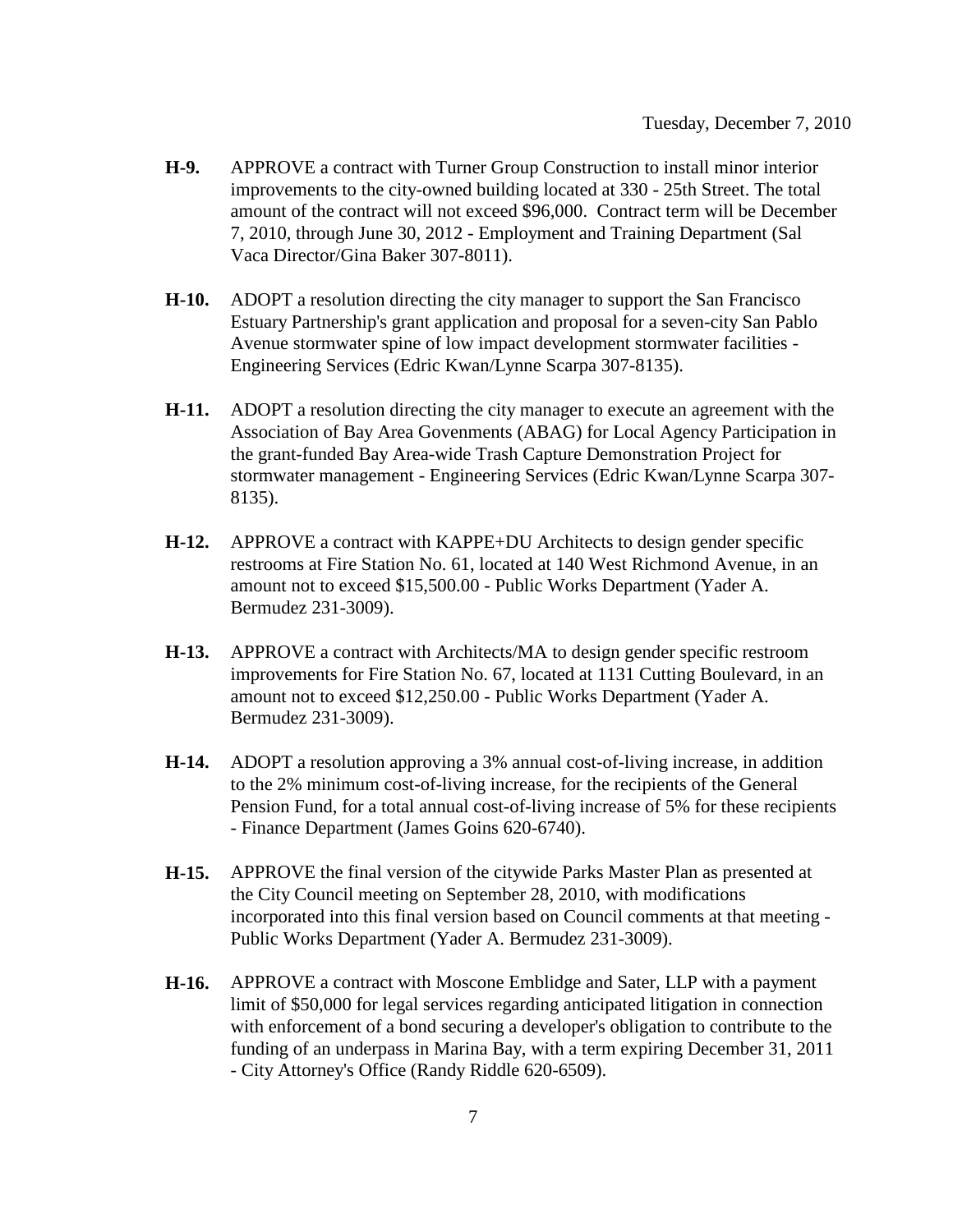Tuesday, December 7, 2010

**H-9.** APPROVE a contract with Turner Group Construction to install minor interior improvements to the city-owned building located at 330 - 25th Street. The total amount of the contract will not exceed $96,000. Contract term will be December 7, 2010, through June 30, 2012 - Employment and Training Department (Sal Vaca Director/Gina Baker 307-8011).

**H-10.** ADOPT a resolution directing the city manager to support the San Francisco Estuary Partnership's grant application and proposal for a seven-city San Pablo Avenue stormwater spine of low impact development stormwater facilities - Engineering Services (Edric Kwan/Lynne Scarpa 307-8135).

**H-11.** ADOPT a resolution directing the city manager to execute an agreement with the Association of Bay Area Govenments (ABAG) for Local Agency Participation in the grant-funded Bay Area-wide Trash Capture Demonstration Project for stormwater management - Engineering Services (Edric Kwan/Lynne Scarpa 307-8135).

**H-12.** APPROVE a contract with KAPPE+DU Architects to design gender specific restrooms at Fire Station No. 61, located at 140 West Richmond Avenue, in an amount not to exceed $15,500.00 - Public Works Department (Yader A. Bermudez 231-3009).

**H-13.** APPROVE a contract with Architects/MA to design gender specific restroom improvements for Fire Station No. 67, located at 1131 Cutting Boulevard, in an amount not to exceed $12,250.00 - Public Works Department (Yader A. Bermudez 231-3009).

**H-14.** ADOPT a resolution approving a 3% annual cost-of-living increase, in addition to the 2% minimum cost-of-living increase, for the recipients of the General Pension Fund, for a total annual cost-of-living increase of 5% for these recipients - Finance Department (James Goins 620-6740).

**H-15.** APPROVE the final version of the citywide Parks Master Plan as presented at the City Council meeting on September 28, 2010, with modifications incorporated into this final version based on Council comments at that meeting - Public Works Department (Yader A. Bermudez 231-3009).

**H-16.** APPROVE a contract with Moscone Emblidge and Sater, LLP with a payment limit of $50,000 for legal services regarding anticipated litigation in connection with enforcement of a bond securing a developer's obligation to contribute to the funding of an underpass in Marina Bay, with a term expiring December 31, 2011 - City Attorney's Office (Randy Riddle 620-6509).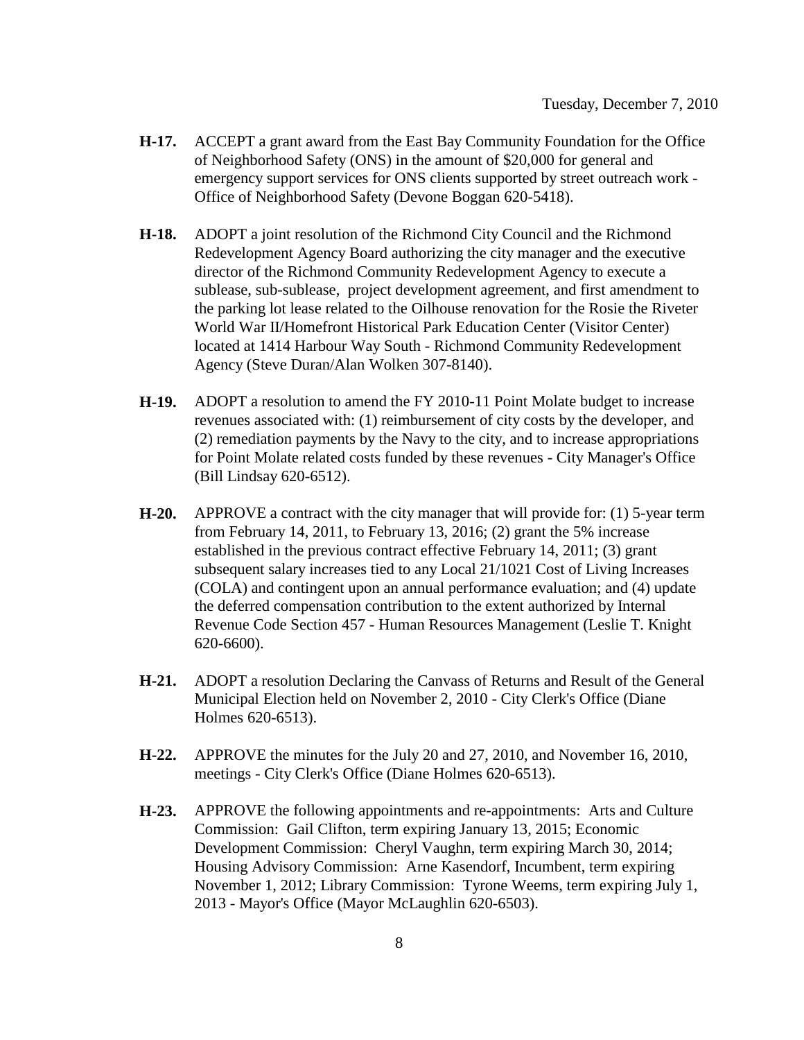Tuesday, December 7, 2010

**H-17.** ACCEPT a grant award from the East Bay Community Foundation for the Office of Neighborhood Safety (ONS) in the amount of $20,000 for general and emergency support services for ONS clients supported by street outreach work - Office of Neighborhood Safety (Devone Boggan 620-5418).

**H-18.** ADOPT a joint resolution of the Richmond City Council and the Richmond Redevelopment Agency Board authorizing the city manager and the executive director of the Richmond Community Redevelopment Agency to execute a sublease, sub-sublease, project development agreement, and first amendment to the parking lot lease related to the Oilhouse renovation for the Rosie the Riveter World War II/Homefront Historical Park Education Center (Visitor Center) located at 1414 Harbour Way South - Richmond Community Redevelopment Agency (Steve Duran/Alan Wolken 307-8140).

**H-19.** ADOPT a resolution to amend the FY 2010-11 Point Molate budget to increase revenues associated with: (1) reimbursement of city costs by the developer, and (2) remediation payments by the Navy to the city, and to increase appropriations for Point Molate related costs funded by these revenues - City Manager's Office (Bill Lindsay 620-6512).

**H-20.** APPROVE a contract with the city manager that will provide for: (1) 5-year term from February 14, 2011, to February 13, 2016; (2) grant the 5% increase established in the previous contract effective February 14, 2011; (3) grant subsequent salary increases tied to any Local 21/1021 Cost of Living Increases (COLA) and contingent upon an annual performance evaluation; and (4) update the deferred compensation contribution to the extent authorized by Internal Revenue Code Section 457 - Human Resources Management (Leslie T. Knight 620-6600).

**H-21.** ADOPT a resolution Declaring the Canvass of Returns and Result of the General Municipal Election held on November 2, 2010 - City Clerk's Office (Diane Holmes 620-6513).

**H-22.** APPROVE the minutes for the July 20 and 27, 2010, and November 16, 2010, meetings - City Clerk's Office (Diane Holmes 620-6513).

**H-23.** APPROVE the following appointments and re-appointments: Arts and Culture Commission: Gail Clifton, term expiring January 13, 2015; Economic Development Commission: Cheryl Vaughn, term expiring March 30, 2014; Housing Advisory Commission: Arne Kasendorf, Incumbent, term expiring November 1, 2012; Library Commission: Tyrone Weems, term expiring July 1, 2013 - Mayor's Office (Mayor McLaughlin 620-6503).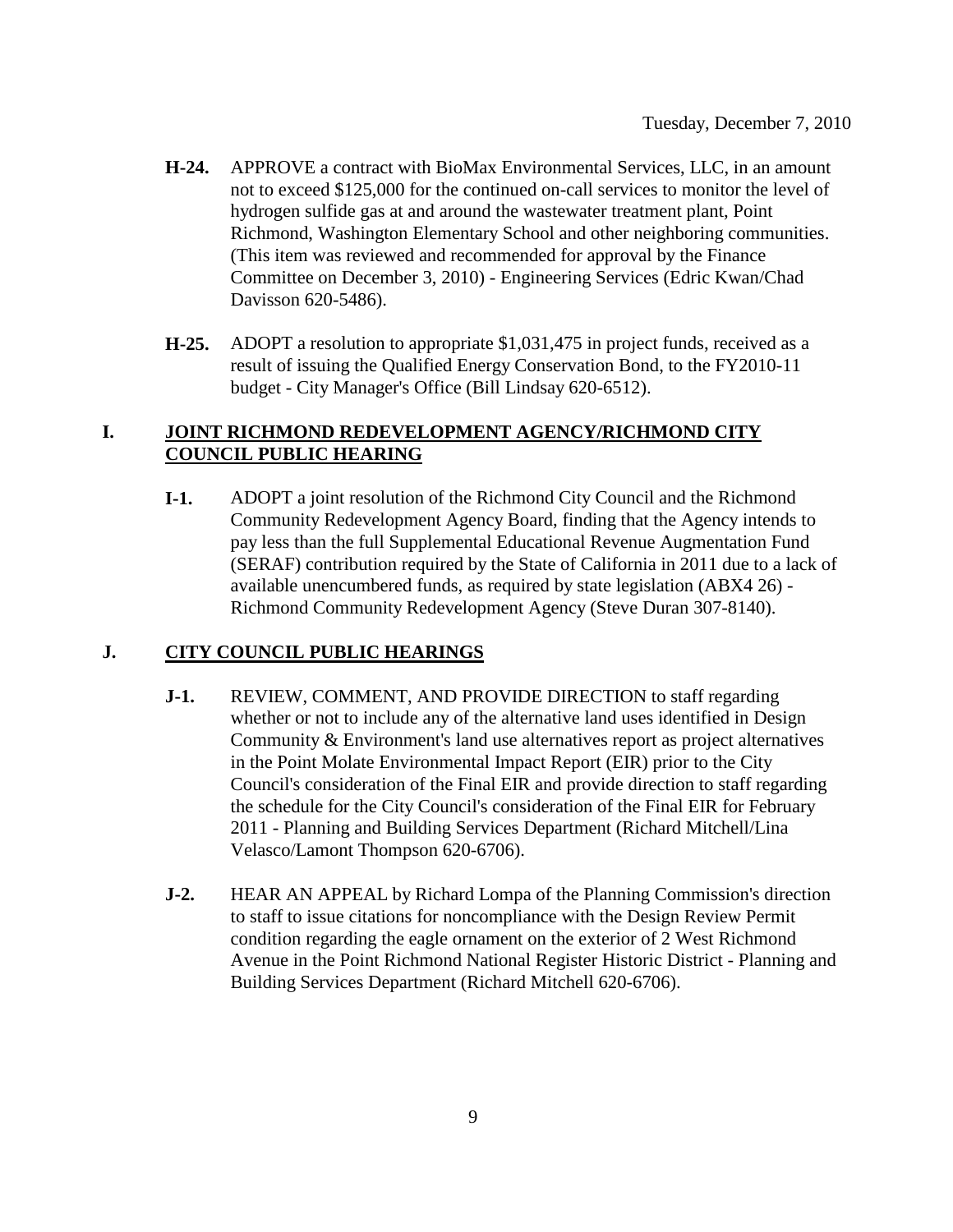**H-24.** APPROVE a contract with BioMax Environmental Services, LLC, in an amount not to exceed $125,000 for the continued on-call services to monitor the level of hydrogen sulfide gas at and around the wastewater treatment plant, Point Richmond, Washington Elementary School and other neighboring communities. (This item was reviewed and recommended for approval by the Finance Committee on December 3, 2010) - Engineering Services (Edric Kwan/Chad Davisson 620-5486).

**H-25.** ADOPT a resolution to appropriate $1,031,475 in project funds, received as a result of issuing the Qualified Energy Conservation Bond, to the FY2010-11 budget - City Manager's Office (Bill Lindsay 620-6512).

## I. JOINT RICHMOND REDEVELOPMENT AGENCY/RICHMOND CITY COUNCIL PUBLIC HEARING

**I-1.** ADOPT a joint resolution of the Richmond City Council and the Richmond Community Redevelopment Agency Board, finding that the Agency intends to pay less than the full Supplemental Educational Revenue Augmentation Fund (SERAF) contribution required by the State of California in 2011 due to a lack of available unencumbered funds, as required by state legislation (ABX4 26) - Richmond Community Redevelopment Agency (Steve Duran 307-8140).

## J. CITY COUNCIL PUBLIC HEARINGS

**J-1.** REVIEW, COMMENT, AND PROVIDE DIRECTION to staff regarding whether or not to include any of the alternative land uses identified in Design Community & Environment's land use alternatives report as project alternatives in the Point Molate Environmental Impact Report (EIR) prior to the City Council's consideration of the Final EIR and provide direction to staff regarding the schedule for the City Council's consideration of the Final EIR for February 2011 - Planning and Building Services Department (Richard Mitchell/Lina Velasco/Lamont Thompson 620-6706).

**J-2.** HEAR AN APPEAL by Richard Lompa of the Planning Commission's direction to staff to issue citations for noncompliance with the Design Review Permit condition regarding the eagle ornament on the exterior of 2 West Richmond Avenue in the Point Richmond National Register Historic District - Planning and Building Services Department (Richard Mitchell 620-6706).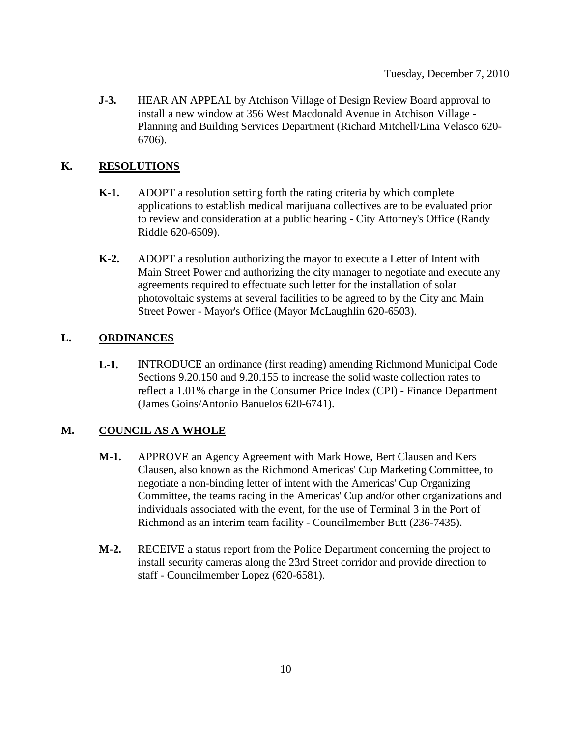**J-3.** HEAR AN APPEAL by Atchison Village of Design Review Board approval to install a new window at 356 West Macdonald Avenue in Atchison Village - Planning and Building Services Department (Richard Mitchell/Lina Velasco 620-6706).

## K. RESOLUTIONS

**K-1.** ADOPT a resolution setting forth the rating criteria by which complete applications to establish medical marijuana collectives are to be evaluated prior to review and consideration at a public hearing - City Attorney's Office (Randy Riddle 620-6509).

**K-2.** ADOPT a resolution authorizing the mayor to execute a Letter of Intent with Main Street Power and authorizing the city manager to negotiate and execute any agreements required to effectuate such letter for the installation of solar photovoltaic systems at several facilities to be agreed to by the City and Main Street Power - Mayor's Office (Mayor McLaughlin 620-6503).

## L. ORDINANCES

**L-1.** INTRODUCE an ordinance (first reading) amending Richmond Municipal Code Sections 9.20.150 and 9.20.155 to increase the solid waste collection rates to reflect a 1.01% change in the Consumer Price Index (CPI) - Finance Department (James Goins/Antonio Banuelos 620-6741).

## M. COUNCIL AS A WHOLE

**M-1.** APPROVE an Agency Agreement with Mark Howe, Bert Clausen and Kers Clausen, also known as the Richmond Americas' Cup Marketing Committee, to negotiate a non-binding letter of intent with the Americas' Cup Organizing Committee, the teams racing in the Americas' Cup and/or other organizations and individuals associated with the event, for the use of Terminal 3 in the Port of Richmond as an interim team facility - Councilmember Butt (236-7435).

**M-2.** RECEIVE a status report from the Police Department concerning the project to install security cameras along the 23rd Street corridor and provide direction to staff - Councilmember Lopez (620-6581).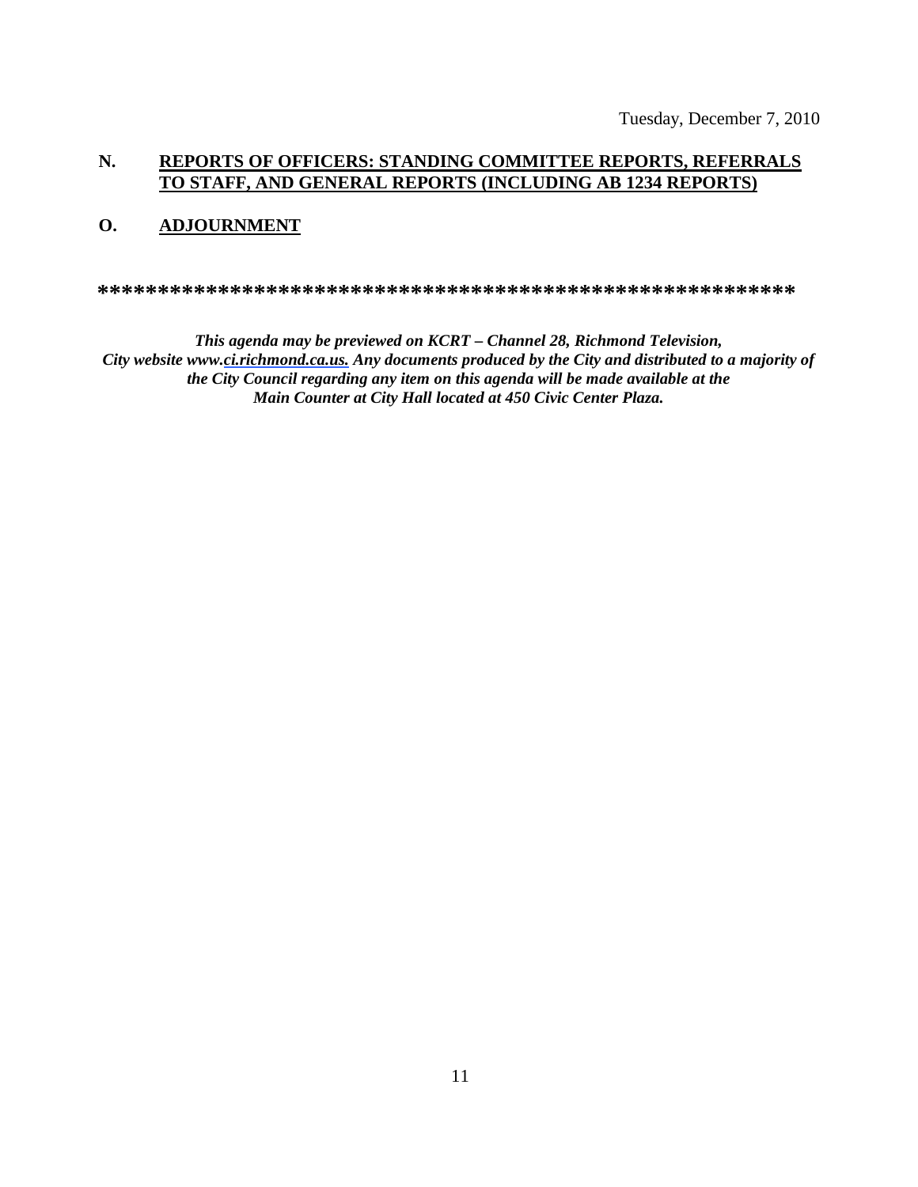Tuesday, December 7, 2010

**N. REPORTS OF OFFICERS: STANDING COMMITTEE REPORTS, REFERRALS TO STAFF, AND GENERAL REPORTS (INCLUDING AB 1234 REPORTS)**

**O. ADJOURNMENT**

**********************************************************

***This agenda may be previewed on KCRT – Channel 28, Richmond Television, City website www.ci.richmond.ca.us. Any documents produced by the City and distributed to a majority of the City Council regarding any item on this agenda will be made available at the Main Counter at City Hall located at 450 Civic Center Plaza.***